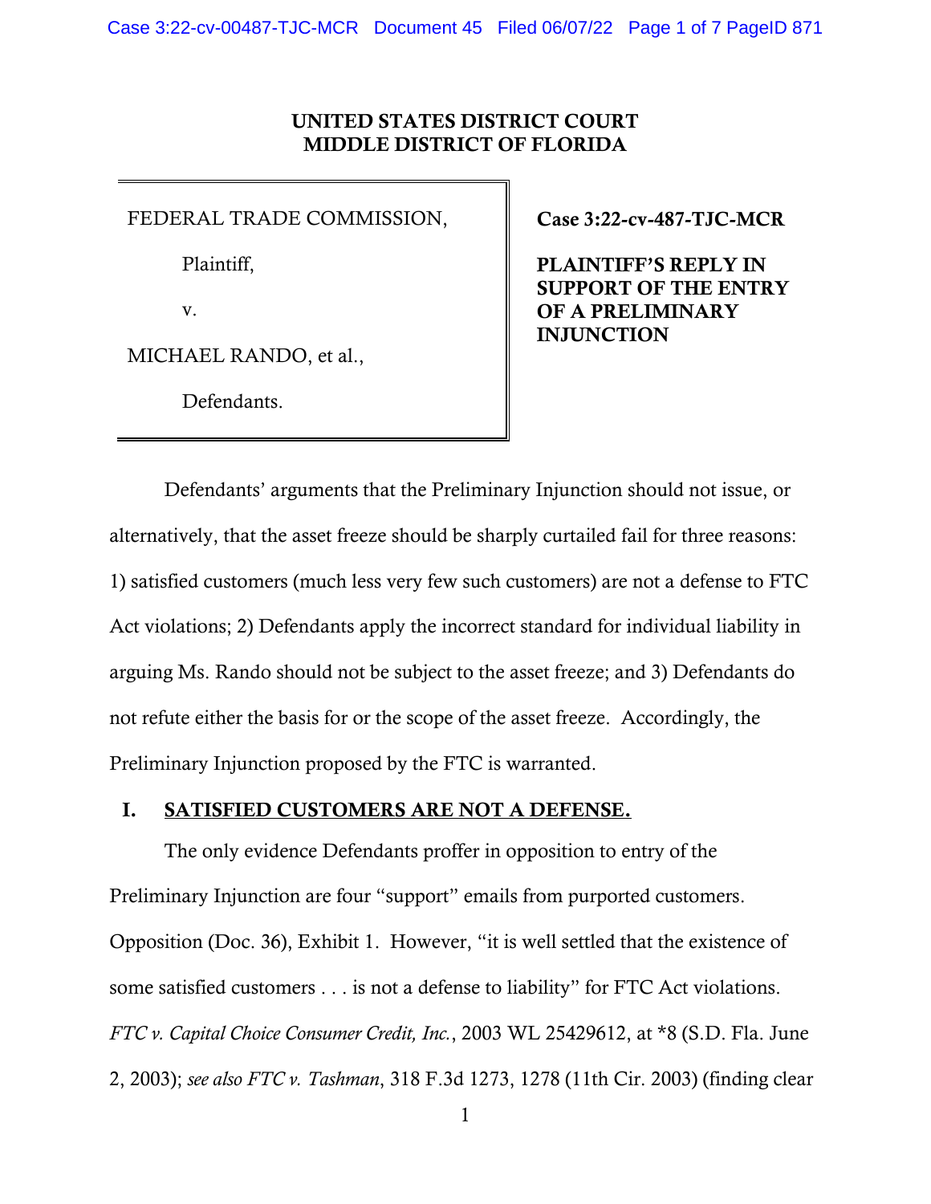**UNITED STATES DISTRICT COURT**
**MIDDLE DISTRICT OF FLORIDA**

| | |
|---|---|
| FEDERAL TRADE COMMISSION,<br><br>Plaintiff,<br><br>v.<br><br>MICHAEL RANDO, et al.,<br><br>Defendants. | **Case 3:22-cv-487-TJC-MCR**<br><br>**PLAINTIFF'S REPLY IN SUPPORT OF THE ENTRY OF A PRELIMINARY INJUNCTION** |

Defendants' arguments that the Preliminary Injunction should not issue, or alternatively, that the asset freeze should be sharply curtailed fail for three reasons: 1) satisfied customers (much less very few such customers) are not a defense to FTC Act violations; 2) Defendants apply the incorrect standard for individual liability in arguing Ms. Rando should not be subject to the asset freeze; and 3) Defendants do not refute either the basis for or the scope of the asset freeze. Accordingly, the Preliminary Injunction proposed by the FTC is warranted.

## I. SATISFIED CUSTOMERS ARE NOT A DEFENSE.

The only evidence Defendants proffer in opposition to entry of the Preliminary Injunction are four "support" emails from purported customers. Opposition (Doc. 36), Exhibit 1. However, "it is well settled that the existence of some satisfied customers . . . is not a defense to liability" for FTC Act violations. *FTC v. Capital Choice Consumer Credit, Inc.*, 2003 WL 25429612, at *8 (S.D. Fla. June 2, 2003); *see also FTC v. Tashman*, 318 F.3d 1273, 1278 (11th Cir. 2003) (finding clear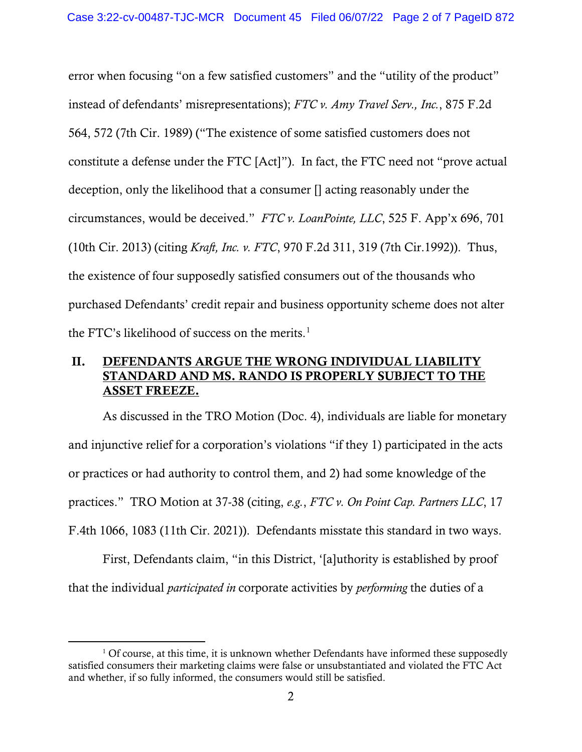error when focusing "on a few satisfied customers" and the "utility of the product" instead of defendants' misrepresentations); *FTC v. Amy Travel Serv., Inc.*, 875 F.2d 564, 572 (7th Cir. 1989) ("The existence of some satisfied customers does not constitute a defense under the FTC [Act]"). In fact, the FTC need not "prove actual deception, only the likelihood that a consumer [] acting reasonably under the circumstances, would be deceived." *FTC v. LoanPointe, LLC*, 525 F. App'x 696, 701 (10th Cir. 2013) (citing *Kraft, Inc. v. FTC*, 970 F.2d 311, 319 (7th Cir.1992)). Thus, the existence of four supposedly satisfied consumers out of the thousands who purchased Defendants' credit repair and business opportunity scheme does not alter the FTC's likelihood of success on the merits.[1]

## II. DEFENDANTS ARGUE THE WRONG INDIVIDUAL LIABILITY STANDARD AND MS. RANDO IS PROPERLY SUBJECT TO THE ASSET FREEZE.

As discussed in the TRO Motion (Doc. 4), individuals are liable for monetary and injunctive relief for a corporation's violations "if they 1) participated in the acts or practices or had authority to control them, and 2) had some knowledge of the practices." TRO Motion at 37-38 (citing, *e.g.*, *FTC v. On Point Cap. Partners LLC*, 17 F.4th 1066, 1083 (11th Cir. 2021)). Defendants misstate this standard in two ways.

First, Defendants claim, "in this District, '[a]uthority is established by proof that the individual *participated in* corporate activities by *performing* the duties of a

[1] Of course, at this time, it is unknown whether Defendants have informed these supposedly satisfied consumers their marketing claims were false or unsubstantiated and violated the FTC Act and whether, if so fully informed, the consumers would still be satisfied.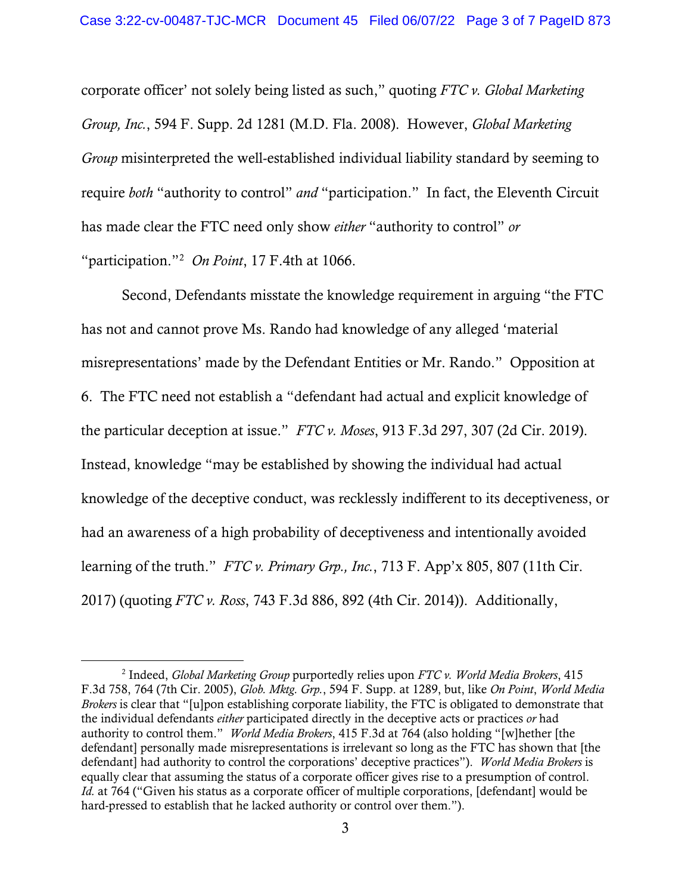corporate officer' not solely being listed as such," quoting *FTC v. Global Marketing Group, Inc.*, 594 F. Supp. 2d 1281 (M.D. Fla. 2008). However, *Global Marketing Group* misinterpreted the well-established individual liability standard by seeming to require *both* "authority to control" *and* "participation." In fact, the Eleventh Circuit has made clear the FTC need only show *either* "authority to control" *or* "participation."[2] *On Point*, 17 F.4th at 1066.

Second, Defendants misstate the knowledge requirement in arguing "the FTC has not and cannot prove Ms. Rando had knowledge of any alleged 'material misrepresentations' made by the Defendant Entities or Mr. Rando." Opposition at 6. The FTC need not establish a "defendant had actual and explicit knowledge of the particular deception at issue." *FTC v. Moses*, 913 F.3d 297, 307 (2d Cir. 2019). Instead, knowledge "may be established by showing the individual had actual knowledge of the deceptive conduct, was recklessly indifferent to its deceptiveness, or had an awareness of a high probability of deceptiveness and intentionally avoided learning of the truth." *FTC v. Primary Grp., Inc.*, 713 F. App'x 805, 807 (11th Cir. 2017) (quoting *FTC v. Ross*, 743 F.3d 886, 892 (4th Cir. 2014)). Additionally,

---

[2] Indeed, *Global Marketing Group* purportedly relies upon *FTC v. World Media Brokers*, 415 F.3d 758, 764 (7th Cir. 2005), *Glob. Mktg. Grp.*, 594 F. Supp. at 1289, but, like *On Point*, *World Media Brokers* is clear that "[u]pon establishing corporate liability, the FTC is obligated to demonstrate that the individual defendants *either* participated directly in the deceptive acts or practices *or* had authority to control them." *World Media Brokers*, 415 F.3d at 764 (also holding "[w]hether [the defendant] personally made misrepresentations is irrelevant so long as the FTC has shown that [the defendant] had authority to control the corporations' deceptive practices"). *World Media Brokers* is equally clear that assuming the status of a corporate officer gives rise to a presumption of control. *Id.* at 764 ("Given his status as a corporate officer of multiple corporations, [defendant] would be hard-pressed to establish that he lacked authority or control over them.").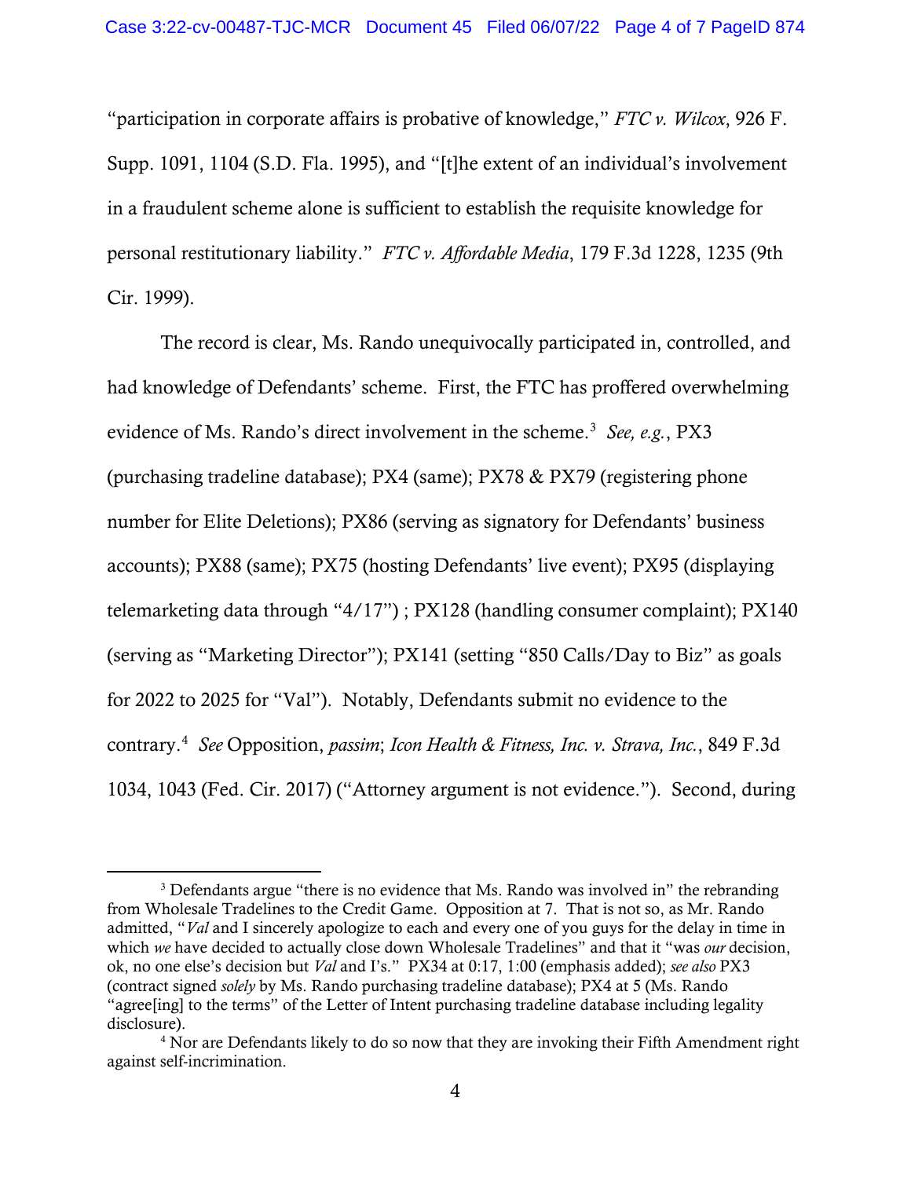"participation in corporate affairs is probative of knowledge," *FTC v. Wilcox*, 926 F. Supp. 1091, 1104 (S.D. Fla. 1995), and "[t]he extent of an individual's involvement in a fraudulent scheme alone is sufficient to establish the requisite knowledge for personal restitutionary liability." *FTC v. Affordable Media*, 179 F.3d 1228, 1235 (9th Cir. 1999).

The record is clear, Ms. Rando unequivocally participated in, controlled, and had knowledge of Defendants' scheme. First, the FTC has proffered overwhelming evidence of Ms. Rando's direct involvement in the scheme.[3] *See, e.g.*, PX3 (purchasing tradeline database); PX4 (same); PX78 & PX79 (registering phone number for Elite Deletions); PX86 (serving as signatory for Defendants' business accounts); PX88 (same); PX75 (hosting Defendants' live event); PX95 (displaying telemarketing data through "4/17") ; PX128 (handling consumer complaint); PX140 (serving as "Marketing Director"); PX141 (setting "850 Calls/Day to Biz" as goals for 2022 to 2025 for "Val"). Notably, Defendants submit no evidence to the contrary.[4] *See* Opposition, *passim*; *Icon Health & Fitness, Inc. v. Strava, Inc.*, 849 F.3d 1034, 1043 (Fed. Cir. 2017) ("Attorney argument is not evidence."). Second, during

[3] Defendants argue "there is no evidence that Ms. Rando was involved in" the rebranding from Wholesale Tradelines to the Credit Game. Opposition at 7. That is not so, as Mr. Rando admitted, "*Val* and I sincerely apologize to each and every one of you guys for the delay in time in which *we* have decided to actually close down Wholesale Tradelines" and that it "was *our* decision, ok, no one else's decision but *Val* and I's." PX34 at 0:17, 1:00 (emphasis added); *see also* PX3 (contract signed *solely* by Ms. Rando purchasing tradeline database); PX4 at 5 (Ms. Rando "agree[ing] to the terms" of the Letter of Intent purchasing tradeline database including legality disclosure).

[4] Nor are Defendants likely to do so now that they are invoking their Fifth Amendment right against self-incrimination.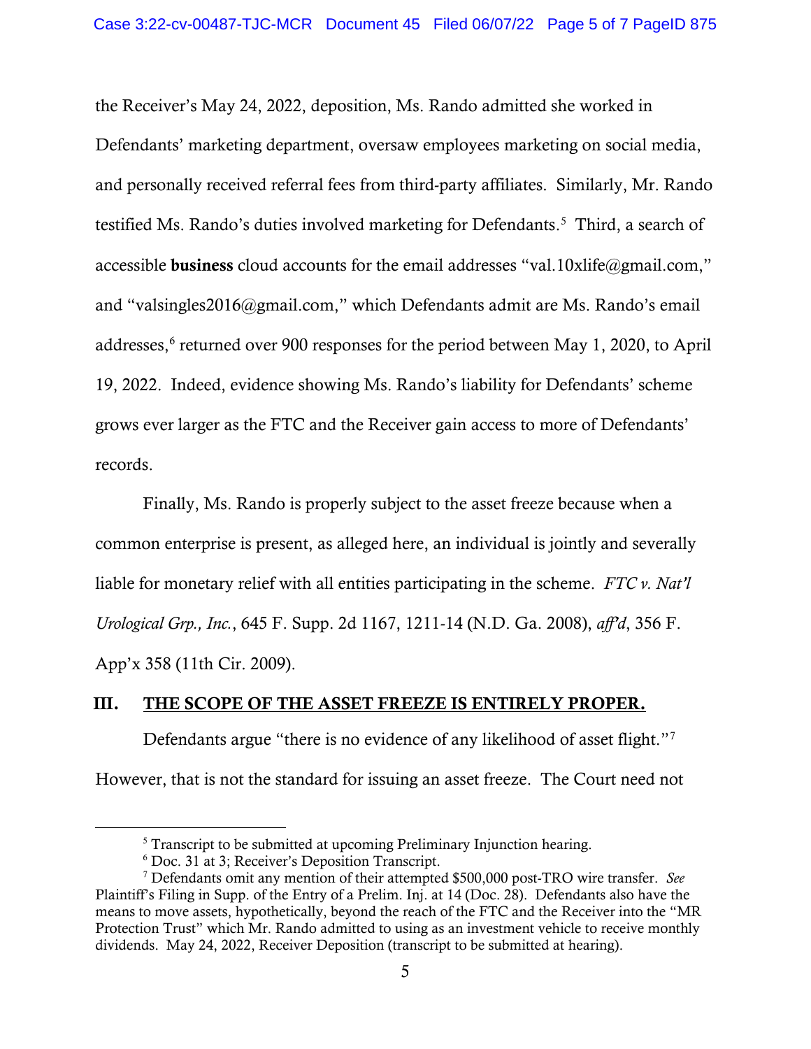the Receiver's May 24, 2022, deposition, Ms. Rando admitted she worked in Defendants' marketing department, oversaw employees marketing on social media, and personally received referral fees from third-party affiliates. Similarly, Mr. Rando testified Ms. Rando's duties involved marketing for Defendants.[5] Third, a search of accessible **business** cloud accounts for the email addresses "val.10xlife@gmail.com," and "valsingles2016@gmail.com," which Defendants admit are Ms. Rando's email addresses,[6] returned over 900 responses for the period between May 1, 2020, to April 19, 2022. Indeed, evidence showing Ms. Rando's liability for Defendants' scheme grows ever larger as the FTC and the Receiver gain access to more of Defendants' records.

Finally, Ms. Rando is properly subject to the asset freeze because when a common enterprise is present, as alleged here, an individual is jointly and severally liable for monetary relief with all entities participating in the scheme. *FTC v. Nat'l Urological Grp., Inc.*, 645 F. Supp. 2d 1167, 1211-14 (N.D. Ga. 2008), *aff'd*, 356 F. App'x 358 (11th Cir. 2009).

## III. THE SCOPE OF THE ASSET FREEZE IS ENTIRELY PROPER.

Defendants argue "there is no evidence of any likelihood of asset flight."[7] However, that is not the standard for issuing an asset freeze. The Court need not

---

[5] Transcript to be submitted at upcoming Preliminary Injunction hearing.

[6] Doc. 31 at 3; Receiver's Deposition Transcript.

[7] Defendants omit any mention of their attempted $500,000 post-TRO wire transfer. *See* Plaintiff's Filing in Supp. of the Entry of a Prelim. Inj. at 14 (Doc. 28). Defendants also have the means to move assets, hypothetically, beyond the reach of the FTC and the Receiver into the "MR Protection Trust" which Mr. Rando admitted to using as an investment vehicle to receive monthly dividends. May 24, 2022, Receiver Deposition (transcript to be submitted at hearing).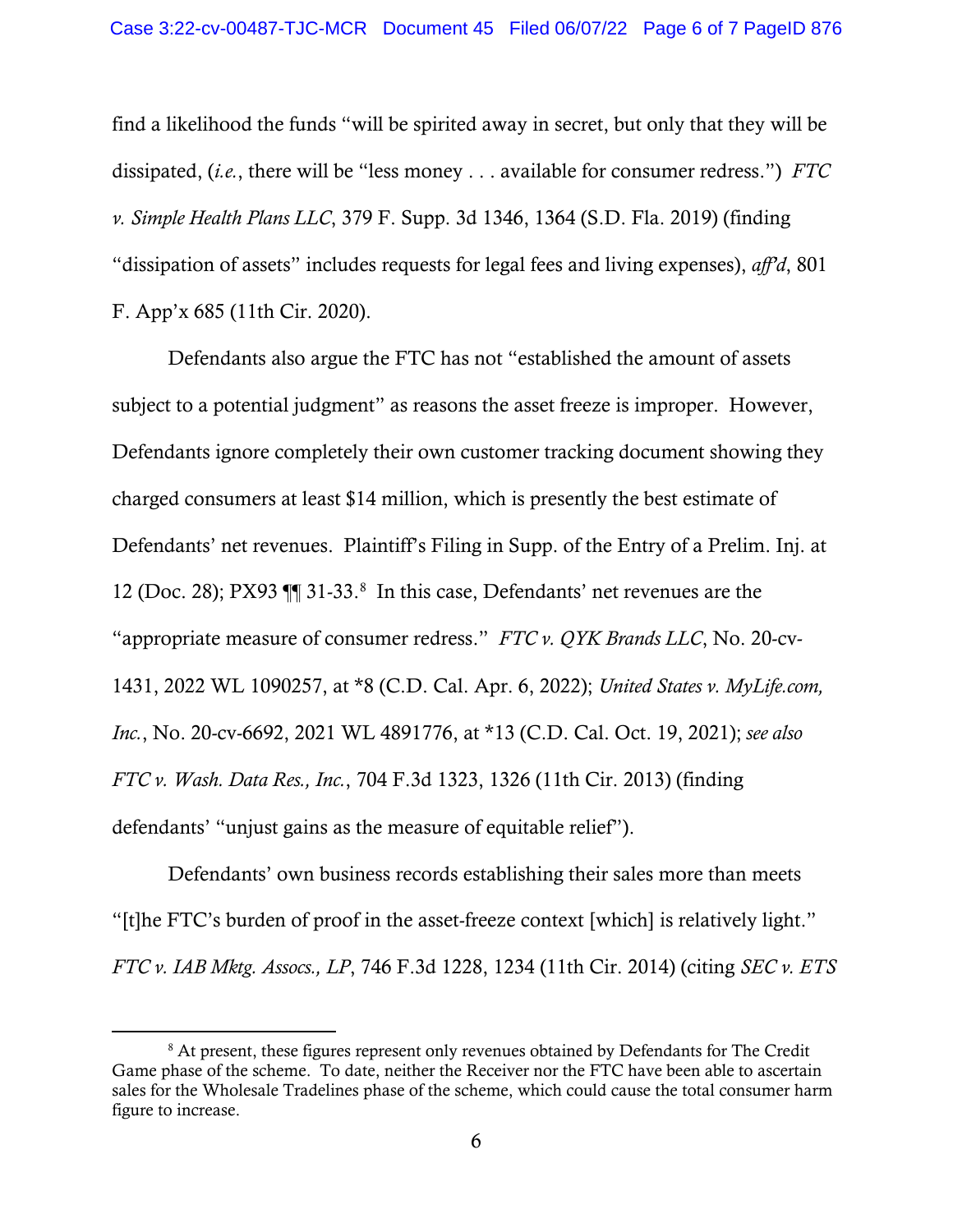find a likelihood the funds "will be spirited away in secret, but only that they will be dissipated, (*i.e.*, there will be "less money . . . available for consumer redress.") *FTC v. Simple Health Plans LLC*, 379 F. Supp. 3d 1346, 1364 (S.D. Fla. 2019) (finding "dissipation of assets" includes requests for legal fees and living expenses), *aff'd*, 801 F. App'x 685 (11th Cir. 2020).

Defendants also argue the FTC has not "established the amount of assets subject to a potential judgment" as reasons the asset freeze is improper. However, Defendants ignore completely their own customer tracking document showing they charged consumers at least $14 million, which is presently the best estimate of Defendants' net revenues. Plaintiff's Filing in Supp. of the Entry of a Prelim. Inj. at 12 (Doc. 28); PX93 ¶¶ 31-33.[8] In this case, Defendants' net revenues are the "appropriate measure of consumer redress." *FTC v. QYK Brands LLC*, No. 20-cv-1431, 2022 WL 1090257, at *8 (C.D. Cal. Apr. 6, 2022); *United States v. MyLife.com, Inc.*, No. 20-cv-6692, 2021 WL 4891776, at *13 (C.D. Cal. Oct. 19, 2021); *see also FTC v. Wash. Data Res., Inc.*, 704 F.3d 1323, 1326 (11th Cir. 2013) (finding defendants' "unjust gains as the measure of equitable relief").

Defendants' own business records establishing their sales more than meets "[t]he FTC's burden of proof in the asset-freeze context [which] is relatively light." *FTC v. IAB Mktg. Assocs., LP*, 746 F.3d 1228, 1234 (11th Cir. 2014) (citing *SEC v. ETS*

---

[8] At present, these figures represent only revenues obtained by Defendants for The Credit Game phase of the scheme. To date, neither the Receiver nor the FTC have been able to ascertain sales for the Wholesale Tradelines phase of the scheme, which could cause the total consumer harm figure to increase.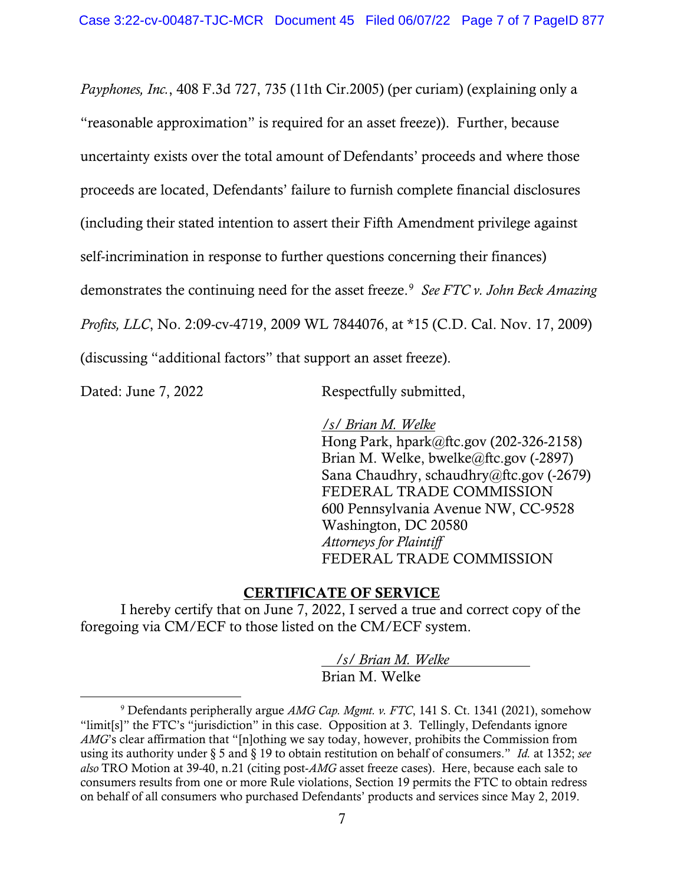*Payphones, Inc.*, 408 F.3d 727, 735 (11th Cir.2005) (per curiam) (explaining only a "reasonable approximation" is required for an asset freeze)). Further, because uncertainty exists over the total amount of Defendants' proceeds and where those proceeds are located, Defendants' failure to furnish complete financial disclosures (including their stated intention to assert their Fifth Amendment privilege against self-incrimination in response to further questions concerning their finances) demonstrates the continuing need for the asset freeze.[9] *See FTC v. John Beck Amazing Profits, LLC*, No. 2:09-cv-4719, 2009 WL 7844076, at *15 (C.D. Cal. Nov. 17, 2009) (discussing "additional factors" that support an asset freeze).

Dated: June 7, 2022

Respectfully submitted,

*/s/ Brian M. Welke*
Hong Park, hpark@ftc.gov (202-326-2158)
Brian M. Welke, bwelke@ftc.gov (-2897)
Sana Chaudhry, schaudhry@ftc.gov (-2679)
FEDERAL TRADE COMMISSION
600 Pennsylvania Avenue NW, CC-9528
Washington, DC 20580
*Attorneys for Plaintiff*
FEDERAL TRADE COMMISSION

**CERTIFICATE OF SERVICE**

I hereby certify that on June 7, 2022, I served a true and correct copy of the foregoing via CM/ECF to those listed on the CM/ECF system.

*/s/ Brian M. Welke*
Brian M. Welke

[9] Defendants peripherally argue *AMG Cap. Mgmt. v. FTC*, 141 S. Ct. 1341 (2021), somehow "limit[s]" the FTC's "jurisdiction" in this case. Opposition at 3. Tellingly, Defendants ignore *AMG*'s clear affirmation that "[n]othing we say today, however, prohibits the Commission from using its authority under § 5 and § 19 to obtain restitution on behalf of consumers." *Id.* at 1352; *see also* TRO Motion at 39-40, n.21 (citing post-*AMG* asset freeze cases). Here, because each sale to consumers results from one or more Rule violations, Section 19 permits the FTC to obtain redress on behalf of all consumers who purchased Defendants' products and services since May 2, 2019.